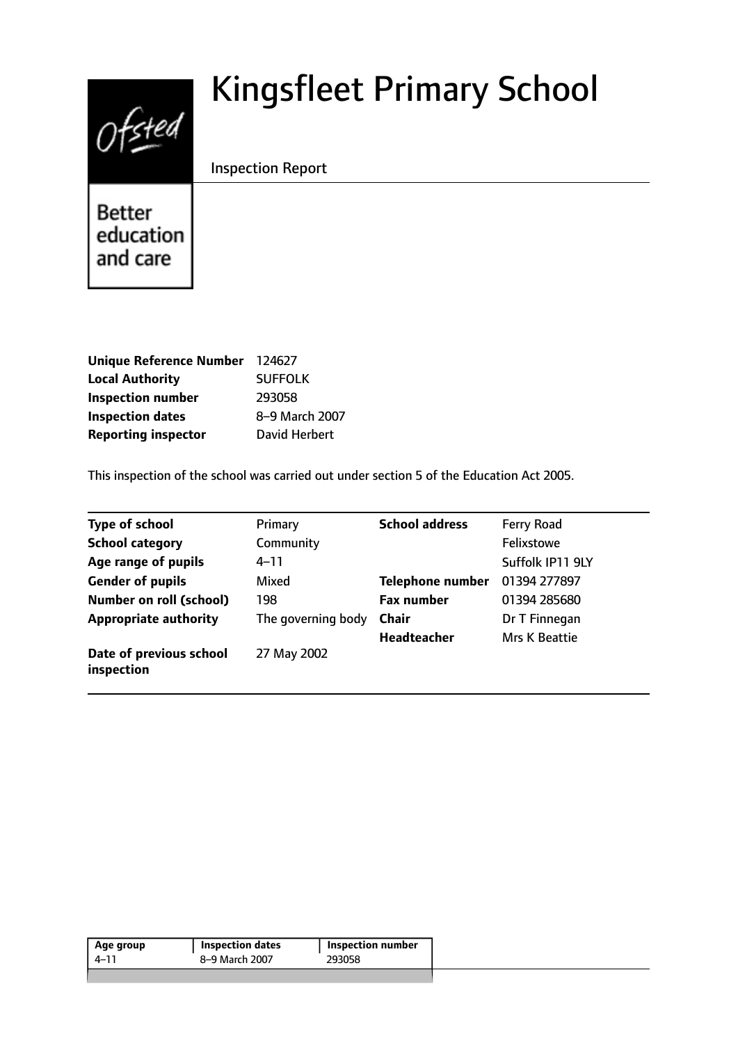# Kingsfleet Primary School

Inspection Report

| | |
|---|---|
| **Unique Reference Number** | 124627 |
| **Local Authority** | SUFFOLK |
| **Inspection number** | 293058 |
| **Inspection dates** | 8–9 March 2007 |
| **Reporting inspector** | David Herbert |

This inspection of the school was carried out under section 5 of the Education Act 2005.

| | | | |
|---|---|---|---|
| **Type of school** | Primary | **School address** | Ferry Road |
| **School category** | Community | | Felixstowe |
| **Age range of pupils** | 4–11 | | Suffolk IP11 9LY |
| **Gender of pupils** | Mixed | **Telephone number** | 01394 277897 |
| **Number on roll (school)** | 198 | **Fax number** | 01394 285680 |
| **Appropriate authority** | The governing body | **Chair** | Dr T Finnegan |
| | | **Headteacher** | Mrs K Beattie |
| **Date of previous school inspection** | 27 May 2002 | | |

| Age group | Inspection dates | Inspection number |
|---|---|---|
| 4–11 | 8–9 March 2007 | 293058 |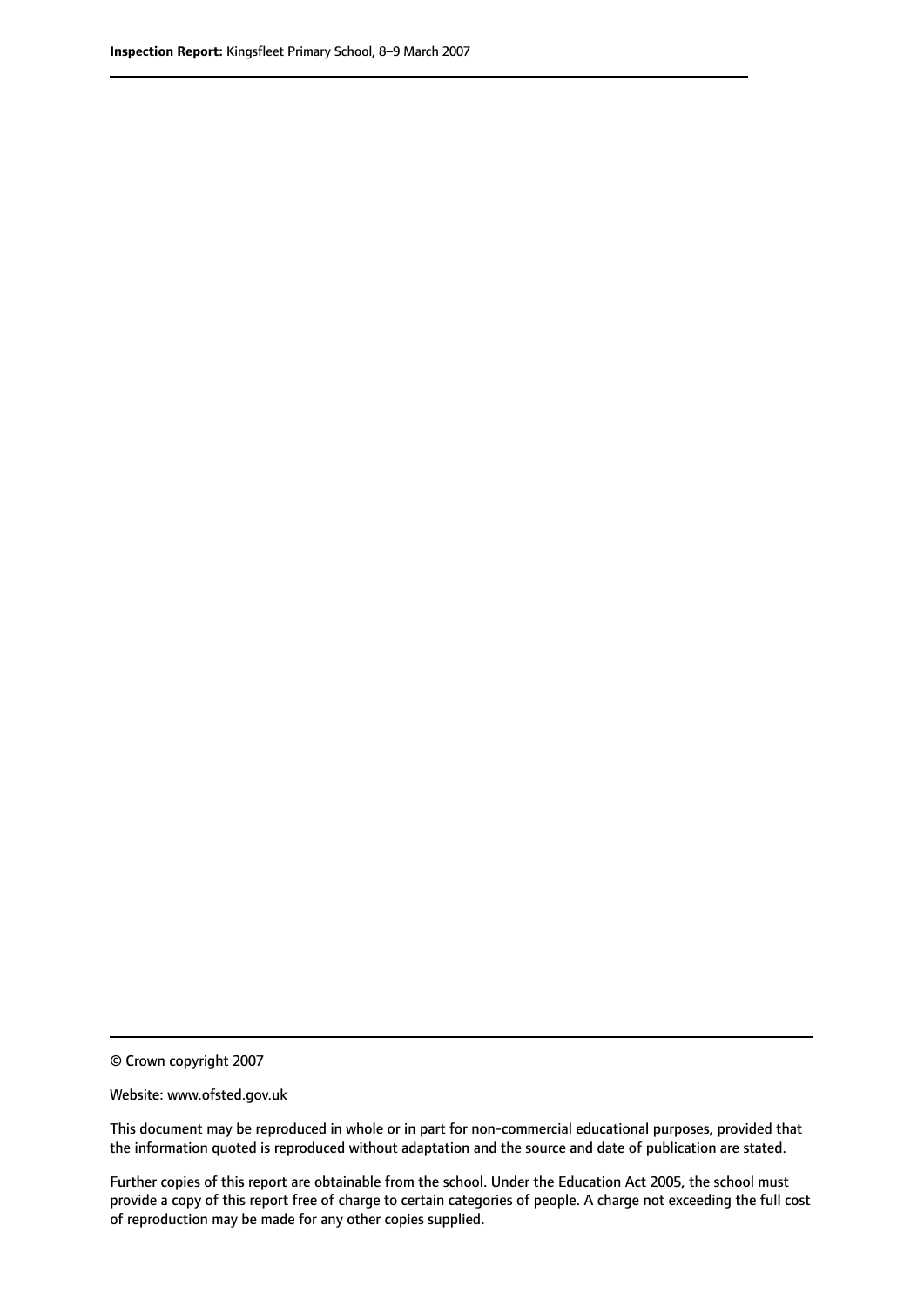© Crown copyright 2007

Website: www.ofsted.gov.uk

This document may be reproduced in whole or in part for non-commercial educational purposes, provided that the information quoted is reproduced without adaptation and the source and date of publication are stated.

Further copies of this report are obtainable from the school. Under the Education Act 2005, the school must provide a copy of this report free of charge to certain categories of people. A charge not exceeding the full cost of reproduction may be made for any other copies supplied.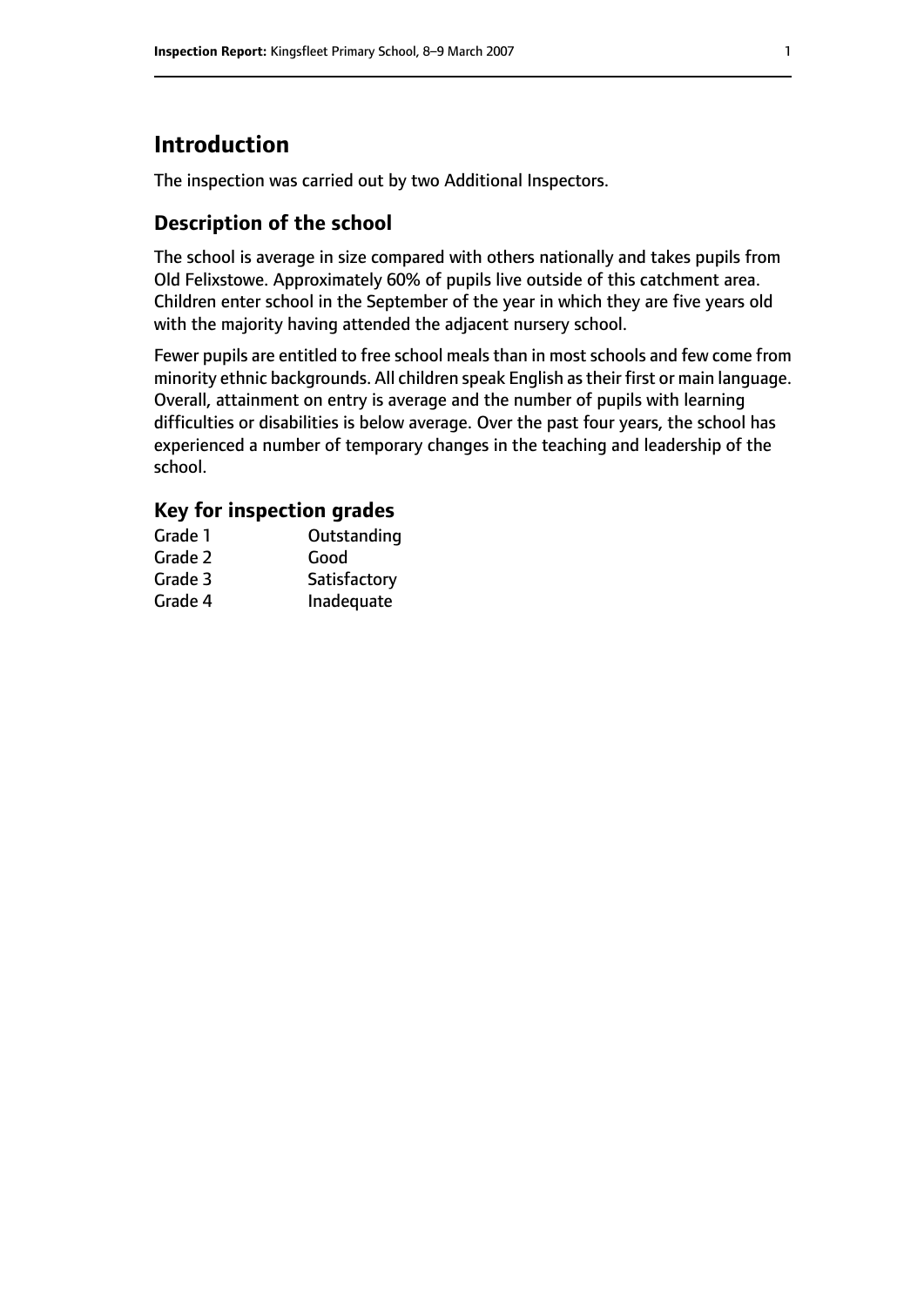# Introduction

The inspection was carried out by two Additional Inspectors.

## Description of the school

The school is average in size compared with others nationally and takes pupils from Old Felixstowe. Approximately 60% of pupils live outside of this catchment area. Children enter school in the September of the year in which they are five years old with the majority having attended the adjacent nursery school.

Fewer pupils are entitled to free school meals than in most schools and few come from minority ethnic backgrounds. All children speak English as their first or main language. Overall, attainment on entry is average and the number of pupils with learning difficulties or disabilities is below average. Over the past four years, the school has experienced a number of temporary changes in the teaching and leadership of the school.

### Key for inspection grades

| | |
|---|---|
| Grade 1 | Outstanding |
| Grade 2 | Good |
| Grade 3 | Satisfactory |
| Grade 4 | Inadequate |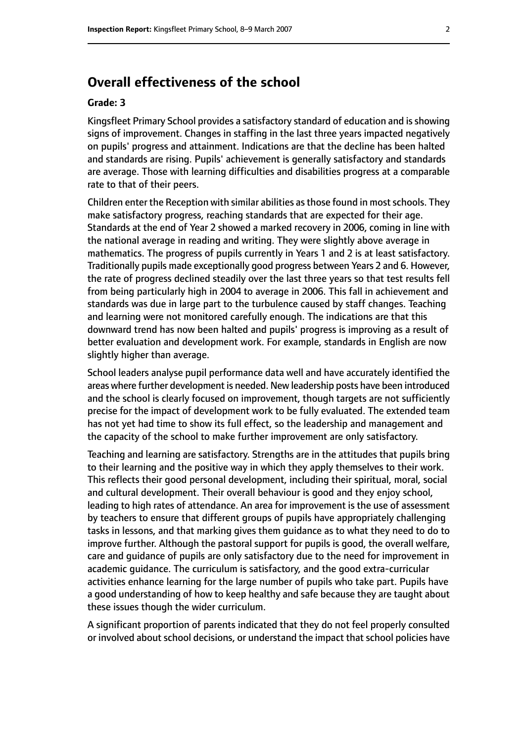## Overall effectiveness of the school

**Grade: 3**

Kingsfleet Primary School provides a satisfactory standard of education and is showing signs of improvement. Changes in staffing in the last three years impacted negatively on pupils' progress and attainment. Indications are that the decline has been halted and standards are rising. Pupils' achievement is generally satisfactory and standards are average. Those with learning difficulties and disabilities progress at a comparable rate to that of their peers.

Children enter the Reception with similar abilities as those found in most schools. They make satisfactory progress, reaching standards that are expected for their age. Standards at the end of Year 2 showed a marked recovery in 2006, coming in line with the national average in reading and writing. They were slightly above average in mathematics. The progress of pupils currently in Years 1 and 2 is at least satisfactory. Traditionally pupils made exceptionally good progress between Years 2 and 6. However, the rate of progress declined steadily over the last three years so that test results fell from being particularly high in 2004 to average in 2006. This fall in achievement and standards was due in large part to the turbulence caused by staff changes. Teaching and learning were not monitored carefully enough. The indications are that this downward trend has now been halted and pupils' progress is improving as a result of better evaluation and development work. For example, standards in English are now slightly higher than average.

School leaders analyse pupil performance data well and have accurately identified the areas where further development is needed. New leadership posts have been introduced and the school is clearly focused on improvement, though targets are not sufficiently precise for the impact of development work to be fully evaluated. The extended team has not yet had time to show its full effect, so the leadership and management and the capacity of the school to make further improvement are only satisfactory.

Teaching and learning are satisfactory. Strengths are in the attitudes that pupils bring to their learning and the positive way in which they apply themselves to their work. This reflects their good personal development, including their spiritual, moral, social and cultural development. Their overall behaviour is good and they enjoy school, leading to high rates of attendance. An area for improvement is the use of assessment by teachers to ensure that different groups of pupils have appropriately challenging tasks in lessons, and that marking gives them guidance as to what they need to do to improve further. Although the pastoral support for pupils is good, the overall welfare, care and guidance of pupils are only satisfactory due to the need for improvement in academic guidance. The curriculum is satisfactory, and the good extra-curricular activities enhance learning for the large number of pupils who take part. Pupils have a good understanding of how to keep healthy and safe because they are taught about these issues though the wider curriculum.

A significant proportion of parents indicated that they do not feel properly consulted or involved about school decisions, or understand the impact that school policies have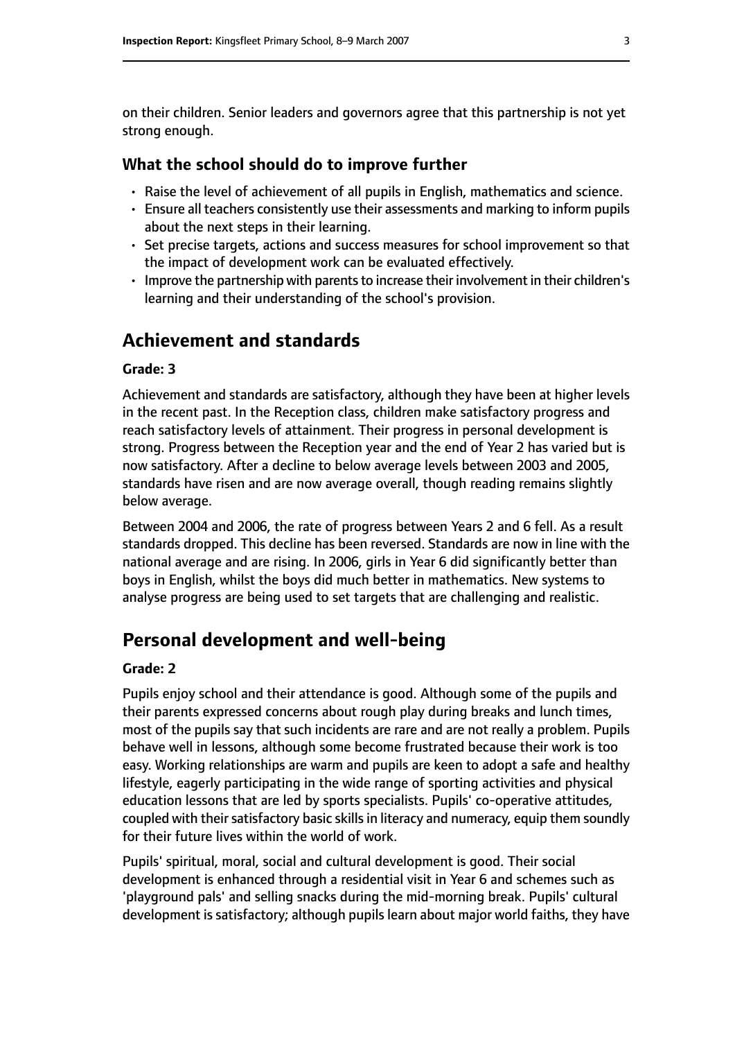on their children. Senior leaders and governors agree that this partnership is not yet strong enough.

### What the school should do to improve further

- Raise the level of achievement of all pupils in English, mathematics and science.
- Ensure all teachers consistently use their assessments and marking to inform pupils about the next steps in their learning.
- Set precise targets, actions and success measures for school improvement so that the impact of development work can be evaluated effectively.
- Improve the partnership with parents to increase their involvement in their children's learning and their understanding of the school's provision.

## Achievement and standards

#### Grade: 3

Achievement and standards are satisfactory, although they have been at higher levels in the recent past. In the Reception class, children make satisfactory progress and reach satisfactory levels of attainment. Their progress in personal development is strong. Progress between the Reception year and the end of Year 2 has varied but is now satisfactory. After a decline to below average levels between 2003 and 2005, standards have risen and are now average overall, though reading remains slightly below average.

Between 2004 and 2006, the rate of progress between Years 2 and 6 fell. As a result standards dropped. This decline has been reversed. Standards are now in line with the national average and are rising. In 2006, girls in Year 6 did significantly better than boys in English, whilst the boys did much better in mathematics. New systems to analyse progress are being used to set targets that are challenging and realistic.

## Personal development and well-being

#### Grade: 2

Pupils enjoy school and their attendance is good. Although some of the pupils and their parents expressed concerns about rough play during breaks and lunch times, most of the pupils say that such incidents are rare and are not really a problem. Pupils behave well in lessons, although some become frustrated because their work is too easy. Working relationships are warm and pupils are keen to adopt a safe and healthy lifestyle, eagerly participating in the wide range of sporting activities and physical education lessons that are led by sports specialists. Pupils' co-operative attitudes, coupled with their satisfactory basic skills in literacy and numeracy, equip them soundly for their future lives within the world of work.

Pupils' spiritual, moral, social and cultural development is good. Their social development is enhanced through a residential visit in Year 6 and schemes such as 'playground pals' and selling snacks during the mid-morning break. Pupils' cultural development is satisfactory; although pupils learn about major world faiths, they have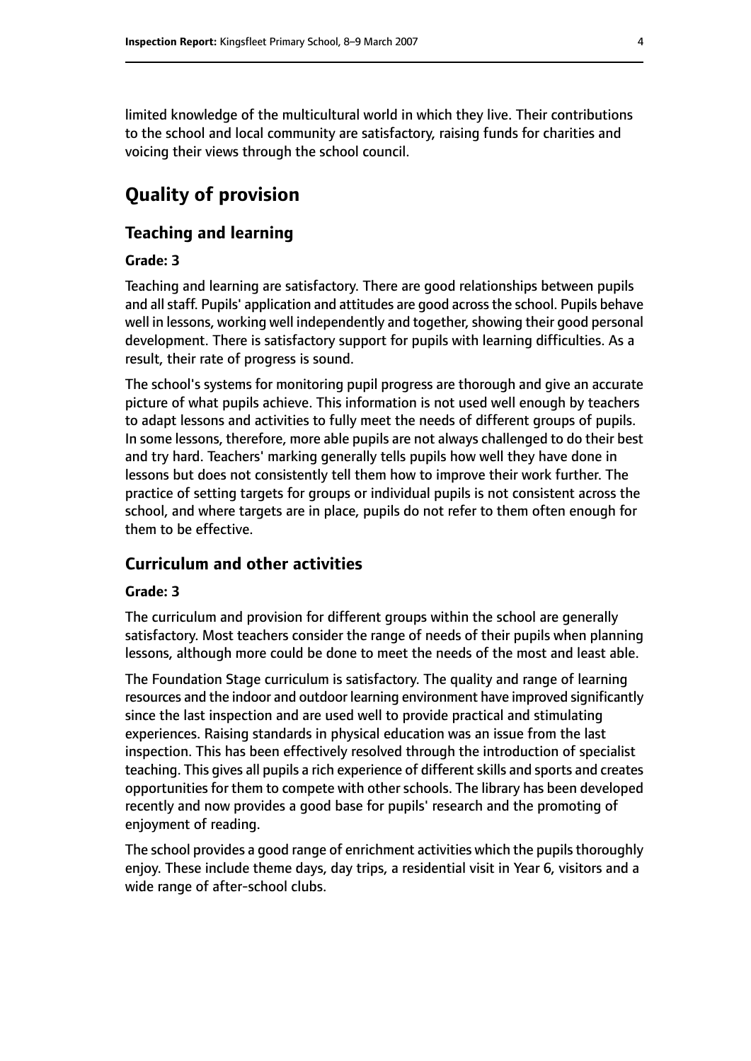limited knowledge of the multicultural world in which they live. Their contributions to the school and local community are satisfactory, raising funds for charities and voicing their views through the school council.

# Quality of provision

## Teaching and learning

**Grade: 3**

Teaching and learning are satisfactory. There are good relationships between pupils and all staff. Pupils' application and attitudes are good across the school. Pupils behave well in lessons, working well independently and together, showing their good personal development. There is satisfactory support for pupils with learning difficulties. As a result, their rate of progress is sound.

The school's systems for monitoring pupil progress are thorough and give an accurate picture of what pupils achieve. This information is not used well enough by teachers to adapt lessons and activities to fully meet the needs of different groups of pupils. In some lessons, therefore, more able pupils are not always challenged to do their best and try hard. Teachers' marking generally tells pupils how well they have done in lessons but does not consistently tell them how to improve their work further. The practice of setting targets for groups or individual pupils is not consistent across the school, and where targets are in place, pupils do not refer to them often enough for them to be effective.

## Curriculum and other activities

**Grade: 3**

The curriculum and provision for different groups within the school are generally satisfactory. Most teachers consider the range of needs of their pupils when planning lessons, although more could be done to meet the needs of the most and least able.

The Foundation Stage curriculum is satisfactory. The quality and range of learning resources and the indoor and outdoor learning environment have improved significantly since the last inspection and are used well to provide practical and stimulating experiences. Raising standards in physical education was an issue from the last inspection. This has been effectively resolved through the introduction of specialist teaching. This gives all pupils a rich experience of different skills and sports and creates opportunities for them to compete with other schools. The library has been developed recently and now provides a good base for pupils' research and the promoting of enjoyment of reading.

The school provides a good range of enrichment activities which the pupils thoroughly enjoy. These include theme days, day trips, a residential visit in Year 6, visitors and a wide range of after-school clubs.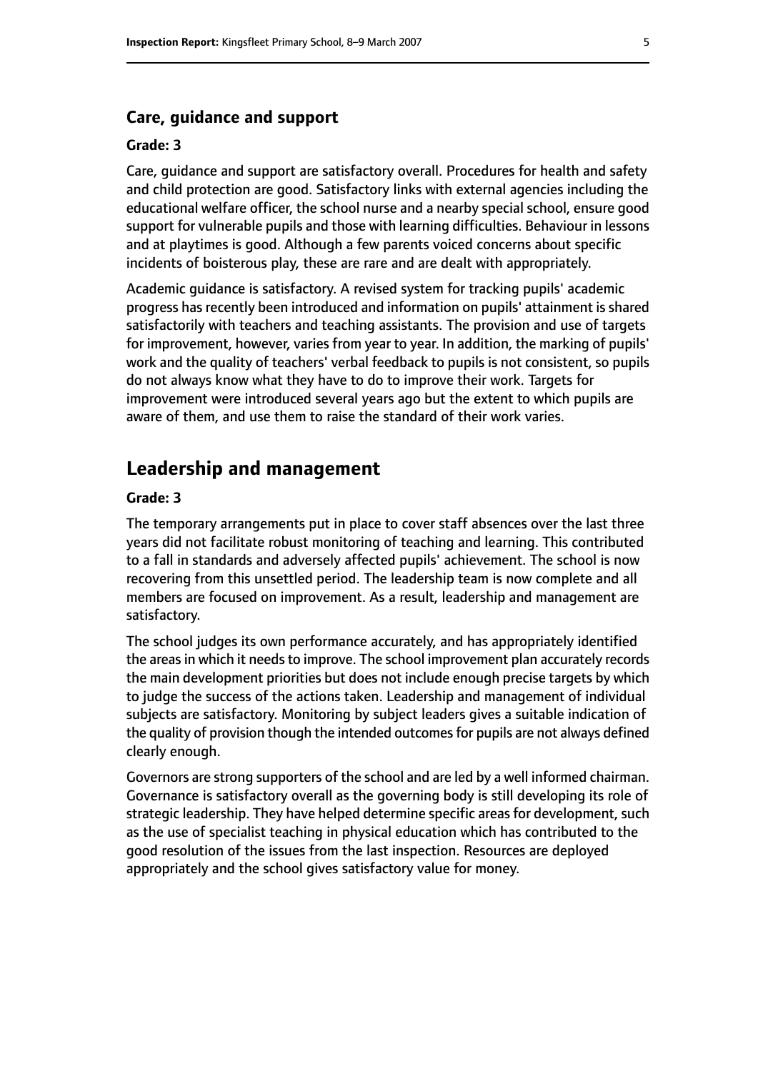### Care, guidance and support

#### Grade: 3

Care, guidance and support are satisfactory overall. Procedures for health and safety and child protection are good. Satisfactory links with external agencies including the educational welfare officer, the school nurse and a nearby special school, ensure good support for vulnerable pupils and those with learning difficulties. Behaviour in lessons and at playtimes is good. Although a few parents voiced concerns about specific incidents of boisterous play, these are rare and are dealt with appropriately.

Academic guidance is satisfactory. A revised system for tracking pupils' academic progress has recently been introduced and information on pupils' attainment is shared satisfactorily with teachers and teaching assistants. The provision and use of targets for improvement, however, varies from year to year. In addition, the marking of pupils' work and the quality of teachers' verbal feedback to pupils is not consistent, so pupils do not always know what they have to do to improve their work. Targets for improvement were introduced several years ago but the extent to which pupils are aware of them, and use them to raise the standard of their work varies.

## Leadership and management

#### Grade: 3

The temporary arrangements put in place to cover staff absences over the last three years did not facilitate robust monitoring of teaching and learning. This contributed to a fall in standards and adversely affected pupils' achievement. The school is now recovering from this unsettled period. The leadership team is now complete and all members are focused on improvement. As a result, leadership and management are satisfactory.

The school judges its own performance accurately, and has appropriately identified the areas in which it needs to improve. The school improvement plan accurately records the main development priorities but does not include enough precise targets by which to judge the success of the actions taken. Leadership and management of individual subjects are satisfactory. Monitoring by subject leaders gives a suitable indication of the quality of provision though the intended outcomes for pupils are not always defined clearly enough.

Governors are strong supporters of the school and are led by a well informed chairman. Governance is satisfactory overall as the governing body is still developing its role of strategic leadership. They have helped determine specific areas for development, such as the use of specialist teaching in physical education which has contributed to the good resolution of the issues from the last inspection. Resources are deployed appropriately and the school gives satisfactory value for money.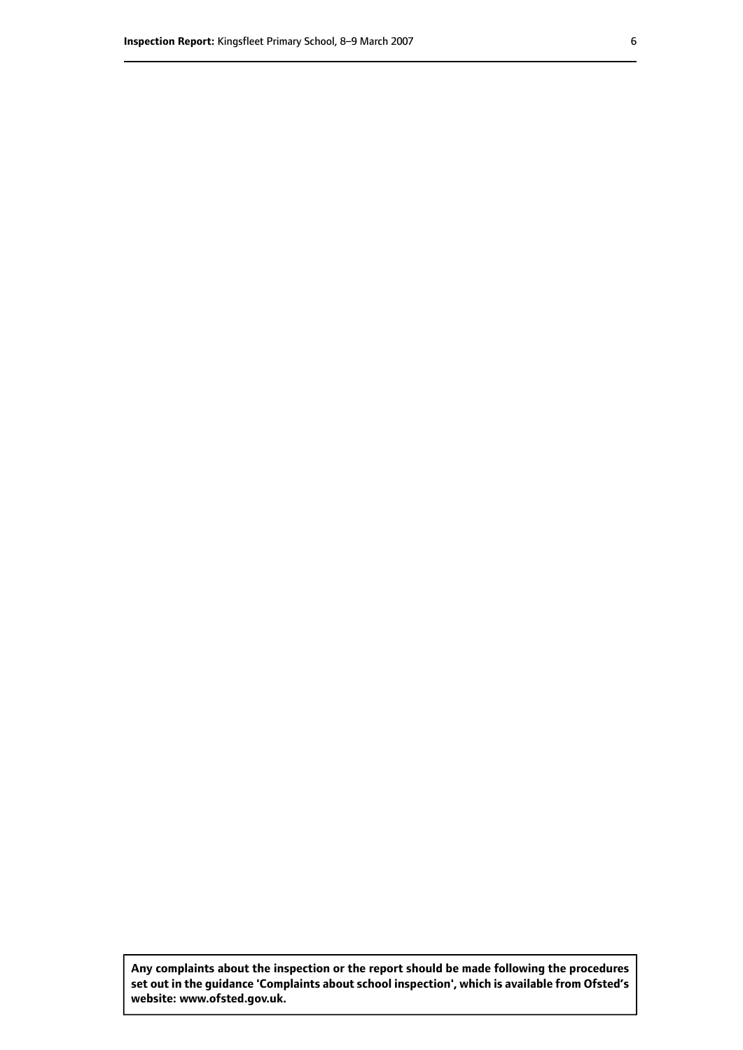**Any complaints about the inspection or the report should be made following the procedures set out in the guidance 'Complaints about school inspection', which is available from Ofsted's website: www.ofsted.gov.uk.**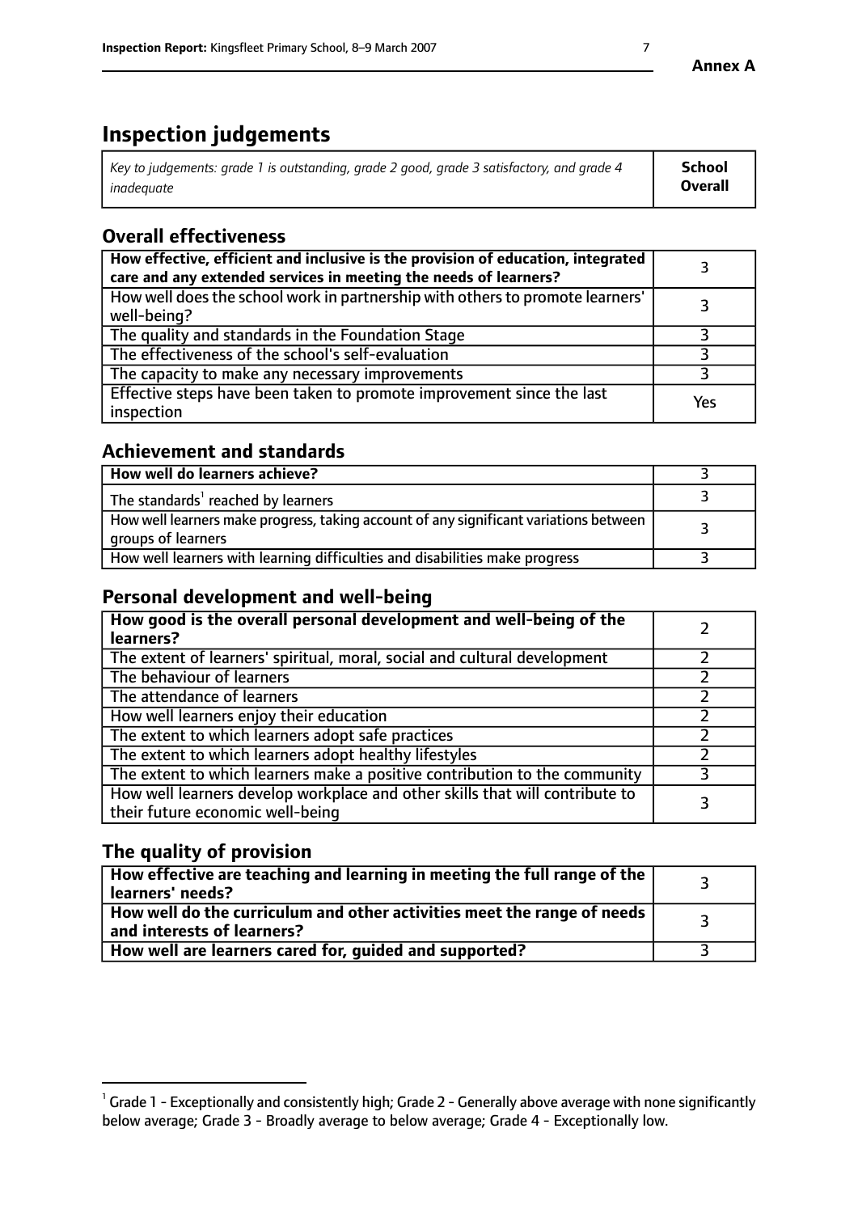**Annex A**

# Inspection judgements

| *Key to judgements: grade 1 is outstanding, grade 2 good, grade 3 satisfactory, and grade 4 inadequate* | **School Overall** |
|---|---|

## Overall effectiveness

| | |
|---|---|
| **How effective, efficient and inclusive is the provision of education, integrated care and any extended services in meeting the needs of learners?** | 3 |
| How well does the school work in partnership with others to promote learners' well-being? | 3 |
| The quality and standards in the Foundation Stage | 3 |
| The effectiveness of the school's self-evaluation | 3 |
| The capacity to make any necessary improvements | 3 |
| Effective steps have been taken to promote improvement since the last inspection | Yes |

## Achievement and standards

| | |
|---|---|
| **How well do learners achieve?** | 3 |
| The standards[1] reached by learners | 3 |
| How well learners make progress, taking account of any significant variations between groups of learners | 3 |
| How well learners with learning difficulties and disabilities make progress | 3 |

## Personal development and well-being

| | |
|---|---|
| **How good is the overall personal development and well-being of the learners?** | 2 |
| The extent of learners' spiritual, moral, social and cultural development | 2 |
| The behaviour of learners | 2 |
| The attendance of learners | 2 |
| How well learners enjoy their education | 2 |
| The extent to which learners adopt safe practices | 2 |
| The extent to which learners adopt healthy lifestyles | 2 |
| The extent to which learners make a positive contribution to the community | 3 |
| How well learners develop workplace and other skills that will contribute to their future economic well-being | 3 |

## The quality of provision

| | |
|---|---|
| **How effective are teaching and learning in meeting the full range of the learners' needs?** | 3 |
| **How well do the curriculum and other activities meet the range of needs and interests of learners?** | 3 |
| **How well are learners cared for, guided and supported?** | 3 |

[1] Grade 1 - Exceptionally and consistently high; Grade 2 - Generally above average with none significantly below average; Grade 3 - Broadly average to below average; Grade 4 - Exceptionally low.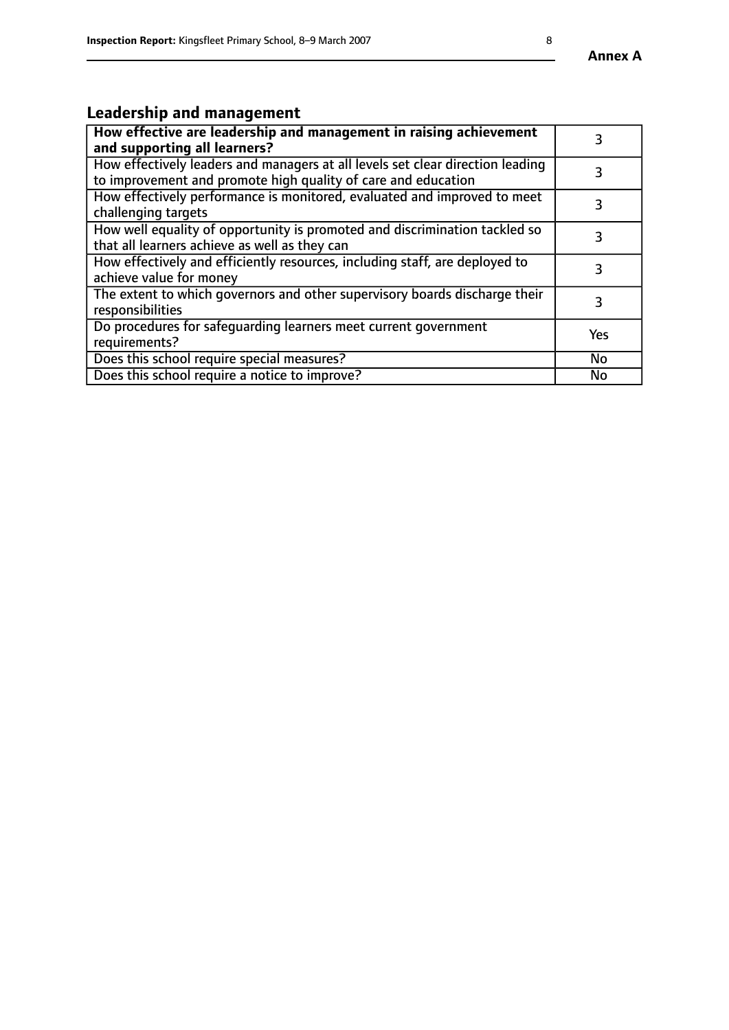## Leadership and management

| **How effective are leadership and management in raising achievement and supporting all learners?** | 3 |
|---|---|
| How effectively leaders and managers at all levels set clear direction leading to improvement and promote high quality of care and education | 3 |
| How effectively performance is monitored, evaluated and improved to meet challenging targets | 3 |
| How well equality of opportunity is promoted and discrimination tackled so that all learners achieve as well as they can | 3 |
| How effectively and efficiently resources, including staff, are deployed to achieve value for money | 3 |
| The extent to which governors and other supervisory boards discharge their responsibilities | 3 |
| Do procedures for safeguarding learners meet current government requirements? | Yes |
| Does this school require special measures? | No |
| Does this school require a notice to improve? | No |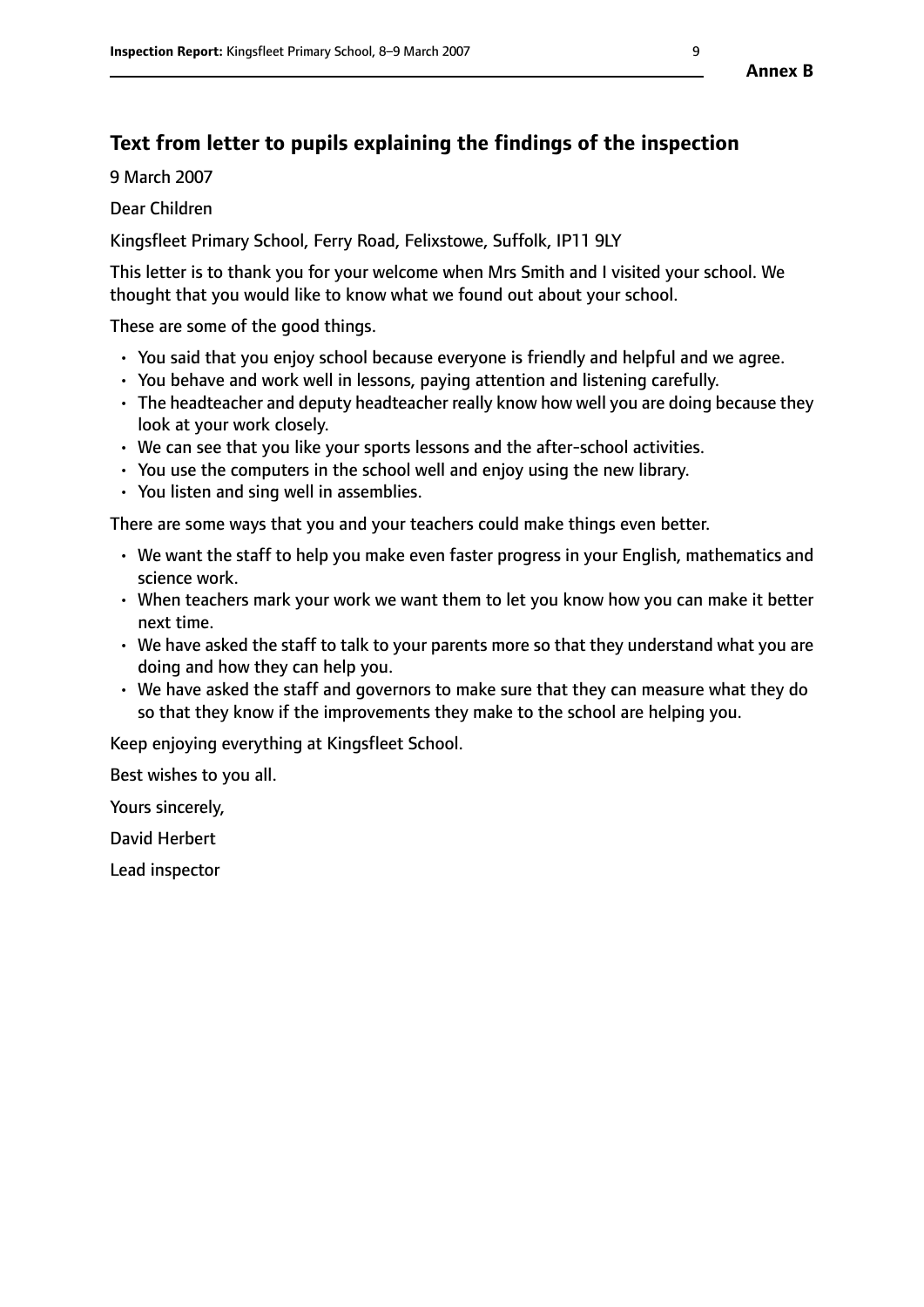## Text from letter to pupils explaining the findings of the inspection

9 March 2007

Dear Children

Kingsfleet Primary School, Ferry Road, Felixstowe, Suffolk, IP11 9LY

This letter is to thank you for your welcome when Mrs Smith and I visited your school. We thought that you would like to know what we found out about your school.

These are some of the good things.

- You said that you enjoy school because everyone is friendly and helpful and we agree.
- You behave and work well in lessons, paying attention and listening carefully.
- The headteacher and deputy headteacher really know how well you are doing because they look at your work closely.
- We can see that you like your sports lessons and the after-school activities.
- You use the computers in the school well and enjoy using the new library.
- You listen and sing well in assemblies.

There are some ways that you and your teachers could make things even better.

- We want the staff to help you make even faster progress in your English, mathematics and science work.
- When teachers mark your work we want them to let you know how you can make it better next time.
- We have asked the staff to talk to your parents more so that they understand what you are doing and how they can help you.
- We have asked the staff and governors to make sure that they can measure what they do so that they know if the improvements they make to the school are helping you.

Keep enjoying everything at Kingsfleet School.

Best wishes to you all.

Yours sincerely,

David Herbert

Lead inspector